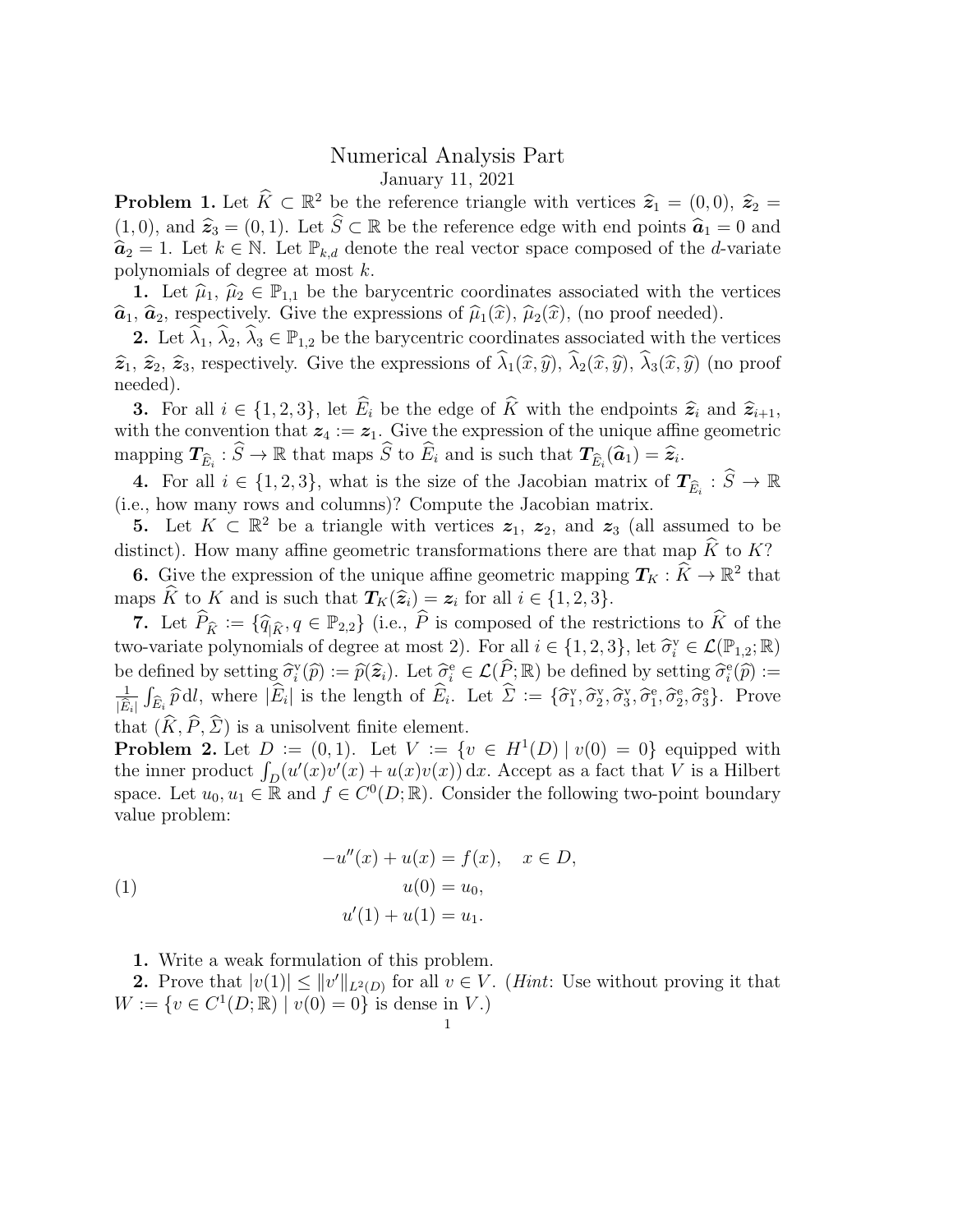# Numerical Analysis Part

January 11, 2021

**Problem 1.** Let $\widehat{K} \subset \mathbb{R}^2$ be the reference triangle with vertices $\widehat{\boldsymbol{z}}_1 = (0,0)$, $\widehat{\boldsymbol{z}}_2 = (1,0)$, and $\widehat{\boldsymbol{z}}_3 = (0,1)$. Let $\widehat{S} \subset \mathbb{R}$ be the reference edge with end points $\widehat{\boldsymbol{a}}_1 = 0$ and $\widehat{\boldsymbol{a}}_2 = 1$. Let $k \in \mathbb{N}$. Let $\mathbb{P}_{k,d}$ denote the real vector space composed of the $d$-variate polynomials of degree at most $k$.

**1.** Let $\widehat{\mu}_1, \widehat{\mu}_2 \in \mathbb{P}_{1,1}$ be the barycentric coordinates associated with the vertices $\widehat{\boldsymbol{a}}_1$, $\widehat{\boldsymbol{a}}_2$, respectively. Give the expressions of $\widehat{\mu}_1(\widehat{x})$, $\widehat{\mu}_2(\widehat{x})$, (no proof needed).

**2.** Let $\widehat{\lambda}_1, \widehat{\lambda}_2, \widehat{\lambda}_3 \in \mathbb{P}_{1,2}$ be the barycentric coordinates associated with the vertices $\widehat{\boldsymbol{z}}_1$, $\widehat{\boldsymbol{z}}_2$, $\widehat{\boldsymbol{z}}_3$, respectively. Give the expressions of $\widehat{\lambda}_1(\widehat{x},\widehat{y})$, $\widehat{\lambda}_2(\widehat{x},\widehat{y})$, $\widehat{\lambda}_3(\widehat{x},\widehat{y})$ (no proof needed).

**3.** For all $i \in \{1,2,3\}$, let $\widehat{E}_i$ be the edge of $\widehat{K}$ with the endpoints $\widehat{\boldsymbol{z}}_i$ and $\widehat{\boldsymbol{z}}_{i+1}$, with the convention that $\boldsymbol{z}_4 := \boldsymbol{z}_1$. Give the expression of the unique affine geometric mapping $\boldsymbol{T}_{\widehat{E}_i} : \widehat{S} \to \mathbb{R}$ that maps $\widehat{S}$ to $\widehat{E}_i$ and is such that $\boldsymbol{T}_{\widehat{E}_i}(\widehat{\boldsymbol{a}}_1) = \widehat{\boldsymbol{z}}_i$.

**4.** For all $i \in \{1,2,3\}$, what is the size of the Jacobian matrix of $\boldsymbol{T}_{\widehat{E}_i} : \widehat{S} \to \mathbb{R}$ (i.e., how many rows and columns)? Compute the Jacobian matrix.

**5.** Let $K \subset \mathbb{R}^2$ be a triangle with vertices $\boldsymbol{z}_1$, $\boldsymbol{z}_2$, and $\boldsymbol{z}_3$ (all assumed to be distinct). How many affine geometric transformations there are that map $\widehat{K}$ to $K$?

**6.** Give the expression of the unique affine geometric mapping $\boldsymbol{T}_K : \widehat{K} \to \mathbb{R}^2$ that maps $\widehat{K}$ to $K$ and is such that $\boldsymbol{T}_K(\widehat{\boldsymbol{z}}_i) = \boldsymbol{z}_i$ for all $i \in \{1,2,3\}$.

**7.** Let $\widehat{P}_{\widehat{K}} := \{\widehat{q}_{|\widehat{K}}, q \in \mathbb{P}_{2,2}\}$ (i.e., $\widehat{P}$ is composed of the restrictions to $\widehat{K}$ of the two-variate polynomials of degree at most 2). For all $i \in \{1,2,3\}$, let $\widehat{\sigma}_i^{\mathrm{v}} \in \mathcal{L}(\mathbb{P}_{1,2};\mathbb{R})$ be defined by setting $\widehat{\sigma}_i^{\mathrm{v}}(\widehat{p}) := \widehat{p}(\widehat{\boldsymbol{z}}_i)$. Let $\widehat{\sigma}_i^{\mathrm{e}} \in \mathcal{L}(\widehat{P};\mathbb{R})$ be defined by setting $\widehat{\sigma}_i^{\mathrm{e}}(\widehat{p}) := \frac{1}{|\widehat{E}_i|}\int_{\widehat{E}_i} \widehat{p}\,\mathrm{d}l$, where $|\widehat{E}_i|$ is the length of $\widehat{E}_i$. Let $\widehat{\Sigma} := \{\widehat{\sigma}_1^{\mathrm{v}}, \widehat{\sigma}_2^{\mathrm{v}}, \widehat{\sigma}_3^{\mathrm{v}}, \widehat{\sigma}_1^{\mathrm{e}}, \widehat{\sigma}_2^{\mathrm{e}}, \widehat{\sigma}_3^{\mathrm{e}}\}$. Prove that $(\widehat{K}, \widehat{P}, \widehat{\Sigma})$ is a unisolvent finite element.

**Problem 2.** Let $D := (0,1)$. Let $V := \{v \in H^1(D) \mid v(0) = 0\}$ equipped with the inner product $\int_D (u'(x)v'(x) + u(x)v(x))\,\mathrm{d}x$. Accept as a fact that $V$ is a Hilbert space. Let $u_0, u_1 \in \mathbb{R}$ and $f \in C^0(D;\mathbb{R})$. Consider the following two-point boundary value problem:

$$
\begin{aligned}
-u''(x) + u(x) &= f(x), \quad x \in D, \\
u(0) &= u_0, \qquad\qquad (1)\\
u'(1) + u(1) &= u_1.
\end{aligned}
$$

**1.** Write a weak formulation of this problem.

**2.** Prove that $|v(1)| \leq \|v'\|_{L^2(D)}$ for all $v \in V$. (*Hint*: Use without proving it that $W := \{v \in C^1(D;\mathbb{R}) \mid v(0) = 0\}$ is dense in $V$.)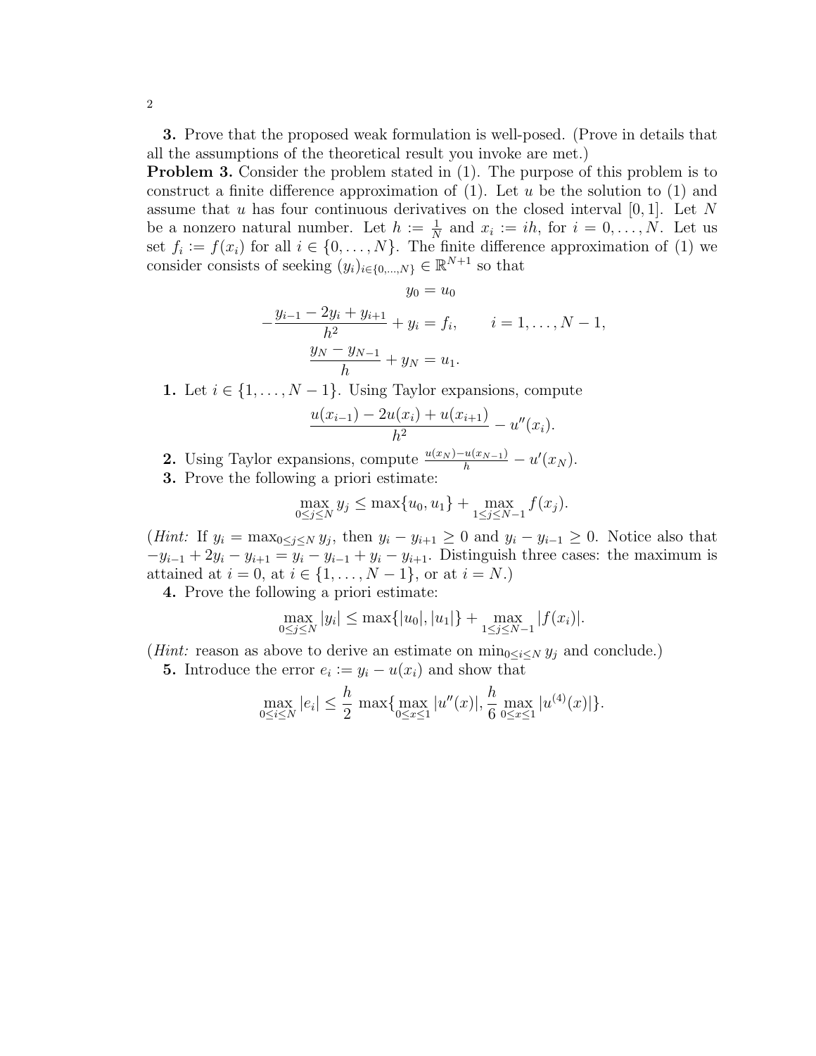**3.** Prove that the proposed weak formulation is well-posed. (Prove in details that all the assumptions of the theoretical result you invoke are met.)

**Problem 3.** Consider the problem stated in (1). The purpose of this problem is to construct a finite difference approximation of (1). Let $u$ be the solution to (1) and assume that $u$ has four continuous derivatives on the closed interval $[0, 1]$. Let $N$ be a nonzero natural number. Let $h := \frac{1}{N}$ and $x_i := ih$, for $i = 0, \dots, N$. Let us set $f_i := f(x_i)$ for all $i \in \{0, \dots, N\}$. The finite difference approximation of (1) we consider consists of seeking $(y_i)_{i \in \{0,\dots,N\}} \in \mathbb{R}^{N+1}$ so that

$$y_0 = u_0$$

$$-\frac{y_{i-1} - 2y_i + y_{i+1}}{h^2} + y_i = f_i, \qquad i = 1, \dots, N-1,$$

$$\frac{y_N - y_{N-1}}{h} + y_N = u_1.$$

**1.** Let $i \in \{1, \dots, N-1\}$. Using Taylor expansions, compute

$$\frac{u(x_{i-1}) - 2u(x_i) + u(x_{i+1})}{h^2} - u''(x_i).$$

**2.** Using Taylor expansions, compute $\frac{u(x_N) - u(x_{N-1})}{h} - u'(x_N)$.

**3.** Prove the following a priori estimate:

$$\max_{0 \le j \le N} y_j \le \max\{u_0, u_1\} + \max_{1 \le j \le N-1} f(x_j).$$

(*Hint:* If $y_i = \max_{0 \le j \le N} y_j$, then $y_i - y_{i+1} \ge 0$ and $y_i - y_{i-1} \ge 0$. Notice also that $-y_{i-1} + 2y_i - y_{i+1} = y_i - y_{i-1} + y_i - y_{i+1}$. Distinguish three cases: the maximum is attained at $i = 0$, at $i \in \{1, \dots, N-1\}$, or at $i = N$.)

**4.** Prove the following a priori estimate:

$$\max_{0 \le j \le N} |y_i| \le \max\{|u_0|, |u_1|\} + \max_{1 \le j \le N-1} |f(x_i)|.$$

(*Hint:* reason as above to derive an estimate on $\min_{0 \le i \le N} y_j$ and conclude.)

**5.** Introduce the error $e_i := y_i - u(x_i)$ and show that

$$\max_{0 \le i \le N} |e_i| \le \frac{h}{2} \max\{\max_{0 \le x \le 1} |u''(x)|, \frac{h}{6} \max_{0 \le x \le 1} |u^{(4)}(x)|\}.$$